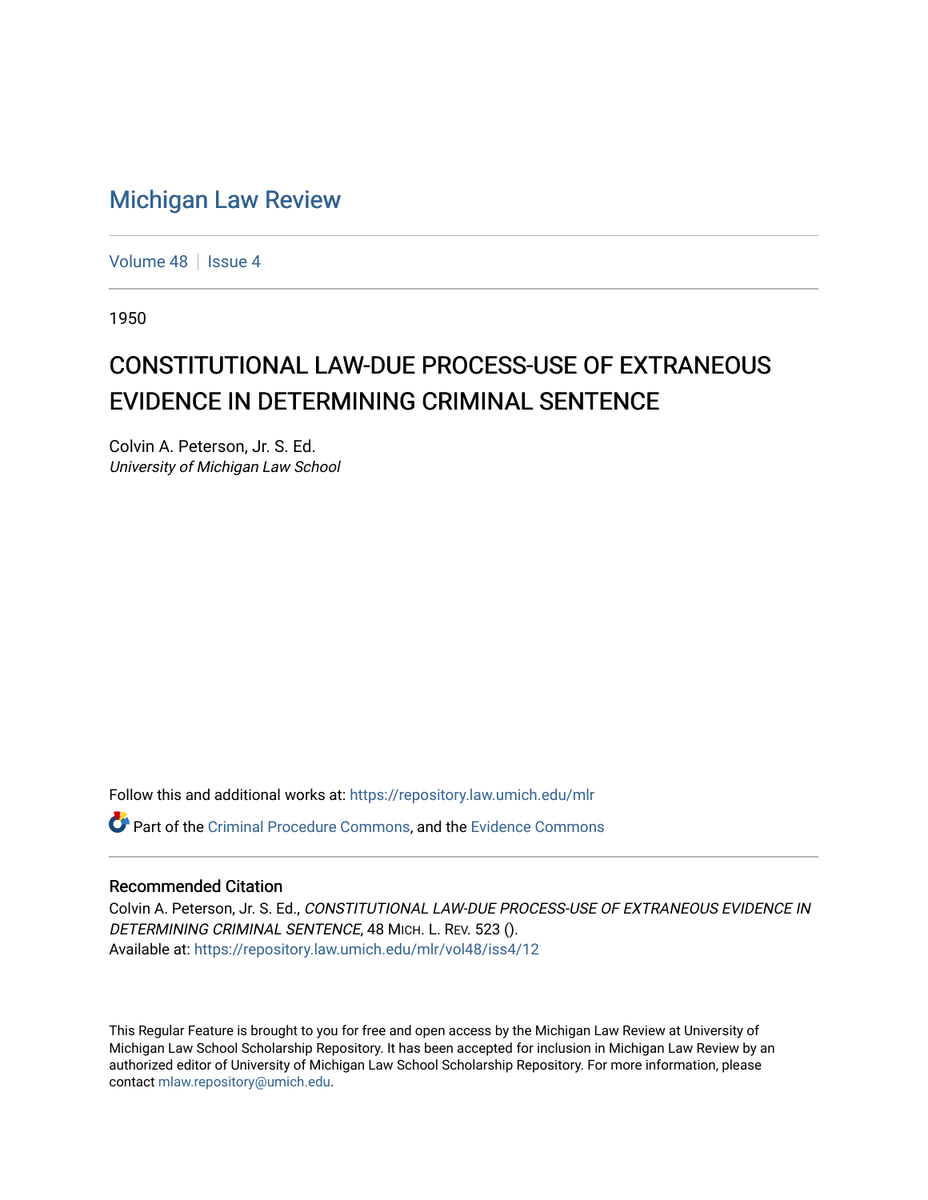# Michigan Law Review

Volume 48 | Issue 4

1950

## CONSTITUTIONAL LAW-DUE PROCESS-USE OF EXTRANEOUS EVIDENCE IN DETERMINING CRIMINAL SENTENCE

Colvin A. Peterson, Jr. S. Ed.
*University of Michigan Law School*

Follow this and additional works at: https://repository.law.umich.edu/mlr

Part of the Criminal Procedure Commons, and the Evidence Commons

### Recommended Citation

Colvin A. Peterson, Jr. S. Ed., *CONSTITUTIONAL LAW-DUE PROCESS-USE OF EXTRANEOUS EVIDENCE IN DETERMINING CRIMINAL SENTENCE*, 48 MICH. L. REV. 523 ().
Available at: https://repository.law.umich.edu/mlr/vol48/iss4/12

This Regular Feature is brought to you for free and open access by the Michigan Law Review at University of Michigan Law School Scholarship Repository. It has been accepted for inclusion in Michigan Law Review by an authorized editor of University of Michigan Law School Scholarship Repository. For more information, please contact mlaw.repository@umich.edu.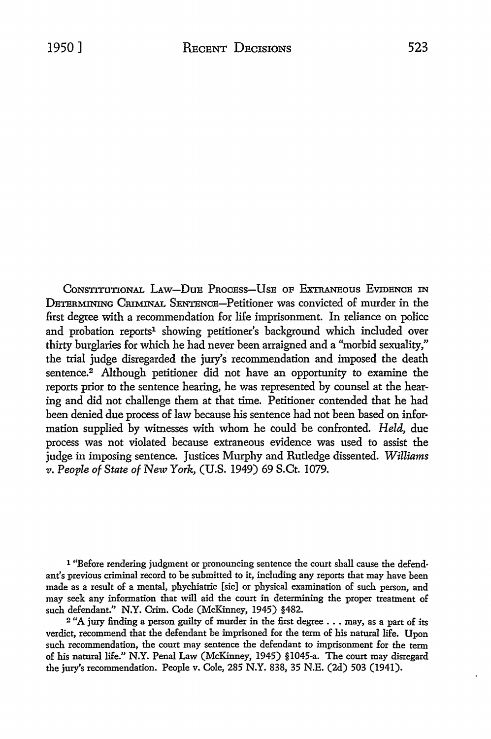CONSTITUTIONAL LAW—DUE PROCESS—USE OF EXTRANEOUS EVIDENCE IN DETERMINING CRIMINAL SENTENCE—Petitioner was convicted of murder in the first degree with a recommendation for life imprisonment. In reliance on police and probation reports[1] showing petitioner's background which included over thirty burglaries for which he had never been arraigned and a "morbid sexuality," the trial judge disregarded the jury's recommendation and imposed the death sentence.[2] Although petitioner did not have an opportunity to examine the reports prior to the sentence hearing, he was represented by counsel at the hearing and did not challenge them at that time. Petitioner contended that he had been denied due process of law because his sentence had not been based on information supplied by witnesses with whom he could be confronted. *Held,* due process was not violated because extraneous evidence was used to assist the judge in imposing sentence. Justices Murphy and Rutledge dissented. *Williams v. People of State of New York,* (U.S. 1949) 69 S.Ct. 1079.

[1] "Before rendering judgment or pronouncing sentence the court shall cause the defendant's previous criminal record to be submitted to it, including any reports that may have been made as a result of a mental, phychiatric [sic] or physical examination of such person, and may seek any information that will aid the court in determining the proper treatment of such defendant." N.Y. Crim. Code (McKinney, 1945) §482.

[2] "A jury finding a person guilty of murder in the first degree . . . may, as a part of its verdict, recommend that the defendant be imprisoned for the term of his natural life. Upon such recommendation, the court may sentence the defendant to imprisonment for the term of his natural life." N.Y. Penal Law (McKinney, 1945) §1045-a. The court may disregard the jury's recommendation. People v. Cole, 285 N.Y. 838, 35 N.E. (2d) 503 (1941).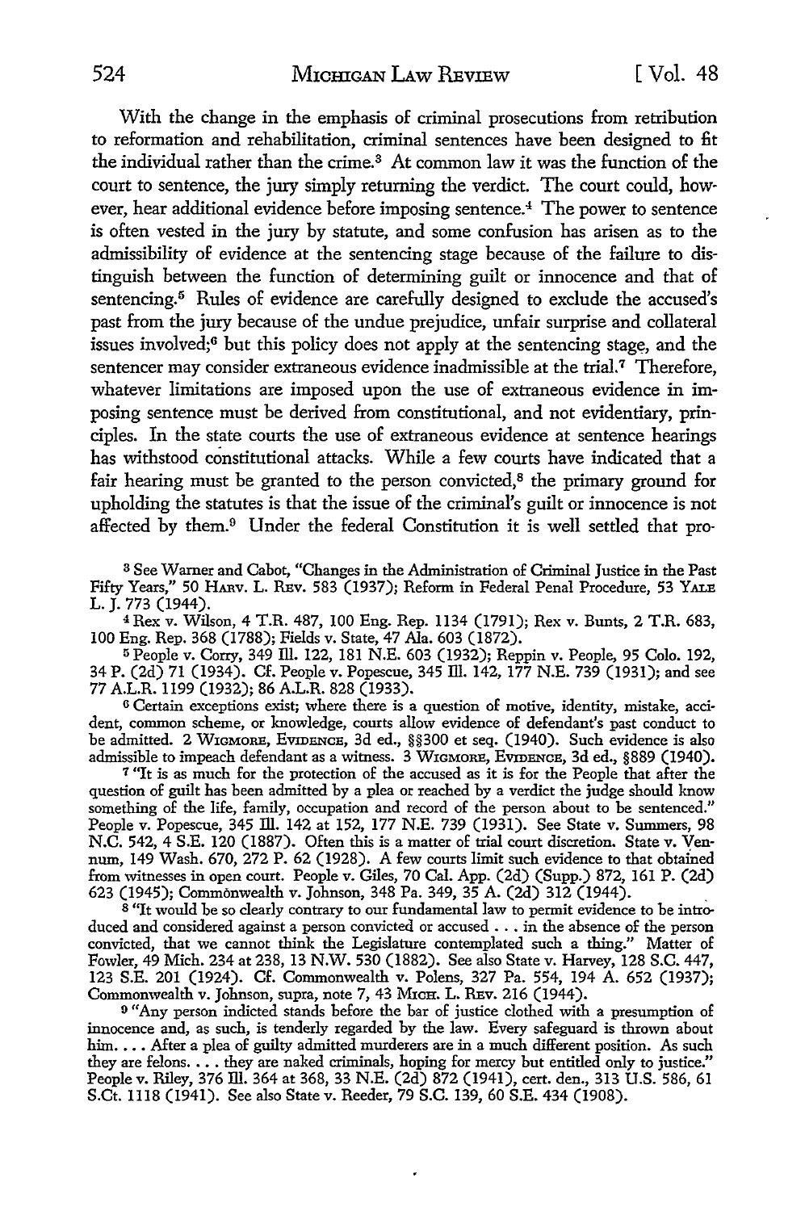With the change in the emphasis of criminal prosecutions from retribution to reformation and rehabilitation, criminal sentences have been designed to fit the individual rather than the crime.[3] At common law it was the function of the court to sentence, the jury simply returning the verdict. The court could, however, hear additional evidence before imposing sentence.[4] The power to sentence is often vested in the jury by statute, and some confusion has arisen as to the admissibility of evidence at the sentencing stage because of the failure to distinguish between the function of determining guilt or innocence and that of sentencing.[5] Rules of evidence are carefully designed to exclude the accused's past from the jury because of the undue prejudice, unfair surprise and collateral issues involved;[6] but this policy does not apply at the sentencing stage, and the sentencer may consider extraneous evidence inadmissible at the trial.[7] Therefore, whatever limitations are imposed upon the use of extraneous evidence in imposing sentence must be derived from constitutional, and not evidentiary, principles. In the state courts the use of extraneous evidence at sentence hearings has withstood constitutional attacks. While a few courts have indicated that a fair hearing must be granted to the person convicted,[8] the primary ground for upholding the statutes is that the issue of the criminal's guilt or innocence is not affected by them.[9] Under the federal Constitution it is well settled that pro-

[3] See Warner and Cabot, "Changes in the Administration of Criminal Justice in the Past Fifty Years," 50 HARV. L. REV. 583 (1937); Reform in Federal Penal Procedure, 53 YALE L. J. 773 (1944).

[4] Rex v. Wilson, 4 T.R. 487, 100 Eng. Rep. 1134 (1791); Rex v. Bunts, 2 T.R. 683, 100 Eng. Rep. 368 (1788); Fields v. State, 47 Ala. 603 (1872).

[5] People v. Corry, 349 Ill. 122, 181 N.E. 603 (1932); Reppin v. People, 95 Colo. 192, 34 P. (2d) 71 (1934). Cf. People v. Popescue, 345 Ill. 142, 177 N.E. 739 (1931); and see 77 A.L.R. 1199 (1932); 86 A.L.R. 828 (1933).

[6] Certain exceptions exist; where there is a question of motive, identity, mistake, accident, common scheme, or knowledge, courts allow evidence of defendant's past conduct to be admitted. 2 WIGMORE, EVIDENCE, 3d ed., §§300 et seq. (1940). Such evidence is also admissible to impeach defendant as a witness. 3 WIGMORE, EVIDENCE, 3d ed., §889 (1940).

[7] "It is as much for the protection of the accused as it is for the People that after the question of guilt has been admitted by a plea or reached by a verdict the judge should know something of the life, family, occupation and record of the person about to be sentenced." People v. Popescue, 345 Ill. 142 at 152, 177 N.E. 739 (1931). See State v. Summers, 98 N.C. 542, 4 S.E. 120 (1887). Often this is a matter of trial court discretion. State v. Vennum, 149 Wash. 670, 272 P. 62 (1928). A few courts limit such evidence to that obtained from witnesses in open court. People v. Giles, 70 Cal. App. (2d) (Supp.) 872, 161 P. (2d) 623 (1945); Commonwealth v. Johnson, 348 Pa. 349, 35 A. (2d) 312 (1944).

[8] "It would be so clearly contrary to our fundamental law to permit evidence to be introduced and considered against a person convicted or accused . . . in the absence of the person convicted, that we cannot think the Legislature contemplated such a thing." Matter of Fowler, 49 Mich. 234 at 238, 13 N.W. 530 (1882). See also State v. Harvey, 128 S.C. 447, 123 S.E. 201 (1924). Cf. Commonwealth v. Polens, 327 Pa. 554, 194 A. 652 (1937); Commonwealth v. Johnson, supra, note 7, 43 MICH. L. REV. 216 (1944).

[9] "Any person indicted stands before the bar of justice clothed with a presumption of innocence and, as such, is tenderly regarded by the law. Every safeguard is thrown about him. . . . After a plea of guilty admitted murderers are in a much different position. As such they are felons. . . . they are naked criminals, hoping for mercy but entitled only to justice." People v. Riley, 376 Ill. 364 at 368, 33 N.E. (2d) 872 (1941), cert. den., 313 U.S. 586, 61 S.Ct. 1118 (1941). See also State v. Reeder, 79 S.C. 139, 60 S.E. 434 (1908).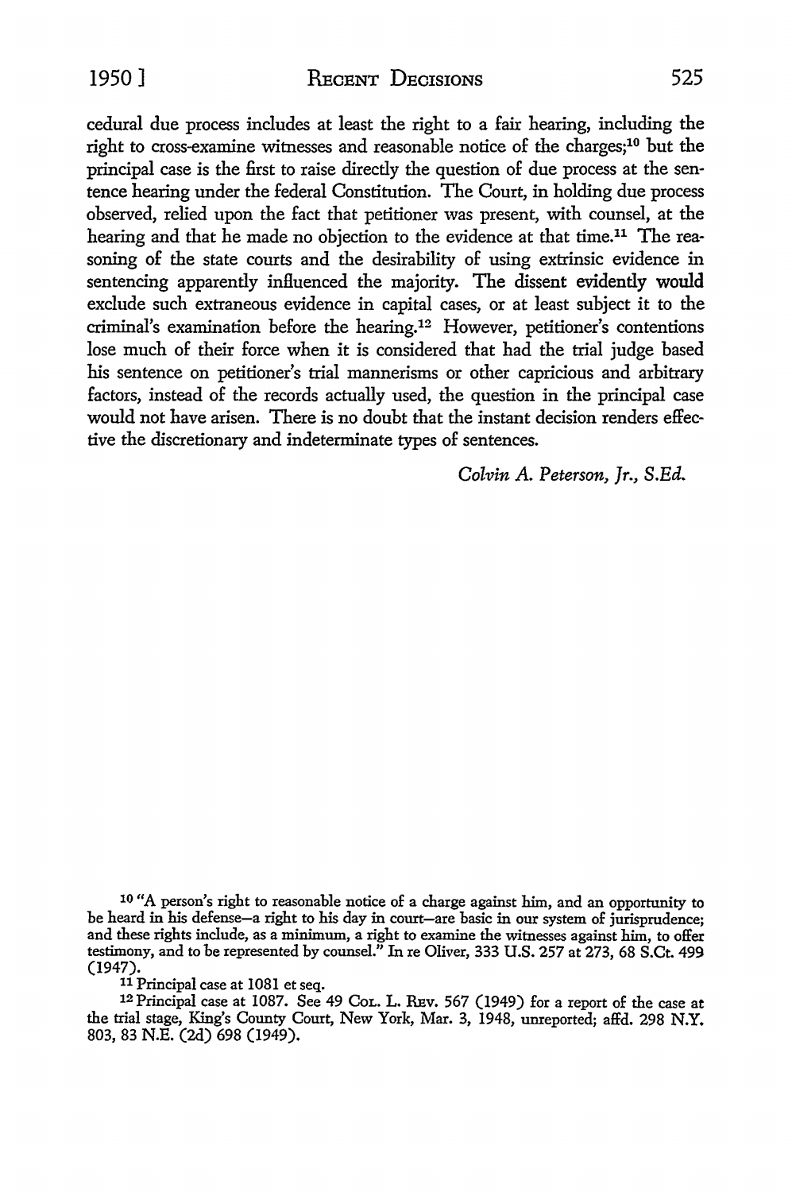cedural due process includes at least the right to a fair hearing, including the right to cross-examine witnesses and reasonable notice of the charges;[10] but the principal case is the first to raise directly the question of due process at the sentence hearing under the federal Constitution. The Court, in holding due process observed, relied upon the fact that petitioner was present, with counsel, at the hearing and that he made no objection to the evidence at that time.[11] The reasoning of the state courts and the desirability of using extrinsic evidence in sentencing apparently influenced the majority. The dissent evidently would exclude such extraneous evidence in capital cases, or at least subject it to the criminal's examination before the hearing.[12] However, petitioner's contentions lose much of their force when it is considered that had the trial judge based his sentence on petitioner's trial mannerisms or other capricious and arbitrary factors, instead of the records actually used, the question in the principal case would not have arisen. There is no doubt that the instant decision renders effective the discretionary and indeterminate types of sentences.

*Colvin A. Peterson, Jr., S.Ed.*

---

[10] "A person's right to reasonable notice of a charge against him, and an opportunity to be heard in his defense—a right to his day in court—are basic in our system of jurisprudence; and these rights include, as a minimum, a right to examine the witnesses against him, to offer testimony, and to be represented by counsel." In re Oliver, 333 U.S. 257 at 273, 68 S.Ct. 499 (1947).

[11] Principal case at 1081 et seq.

[12] Principal case at 1087. See 49 Col. L. Rev. 567 (1949) for a report of the case at the trial stage, King's County Court, New York, Mar. 3, 1948, unreported; affd. 298 N.Y. 803, 83 N.E. (2d) 698 (1949).